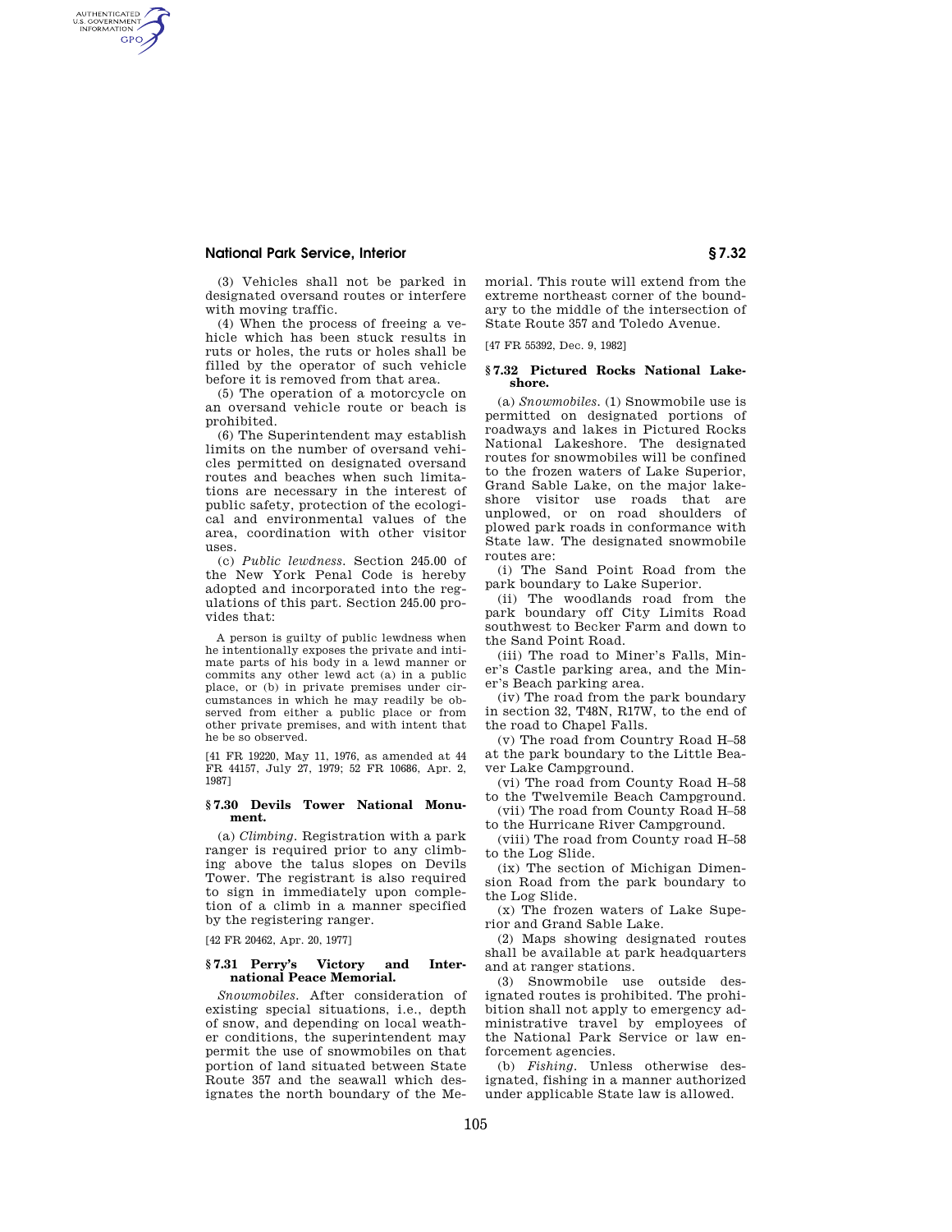(3) Vehicles shall not be parked in designated oversand routes or interfere with moving traffic.

(4) When the process of freeing a vehicle which has been stuck results in ruts or holes, the ruts or holes shall be filled by the operator of such vehicle before it is removed from that area.

(5) The operation of a motorcycle on an oversand vehicle route or beach is prohibited.

(6) The Superintendent may establish limits on the number of oversand vehicles permitted on designated oversand routes and beaches when such limitations are necessary in the interest of public safety, protection of the ecological and environmental values of the area, coordination with other visitor uses.

(c) *Public lewdness.* Section 245.00 of the New York Penal Code is hereby adopted and incorporated into the regulations of this part. Section 245.00 provides that:

> A person is guilty of public lewdness when he intentionally exposes the private and intimate parts of his body in a lewd manner or commits any other lewd act (a) in a public place, or (b) in private premises under circumstances in which he may readily be observed from either a public place or from other private premises, and with intent that he be so observed.

[41 FR 19220, May 11, 1976, as amended at 44 FR 44157, July 27, 1979; 52 FR 10686, Apr. 2, 1987]

### § 7.30 Devils Tower National Monument.

(a) *Climbing.* Registration with a park ranger is required prior to any climbing above the talus slopes on Devils Tower. The registrant is also required to sign in immediately upon completion of a climb in a manner specified by the registering ranger.

[42 FR 20462, Apr. 20, 1977]

### § 7.31 Perry's Victory and International Peace Memorial.

*Snowmobiles.* After consideration of existing special situations, i.e., depth of snow, and depending on local weather conditions, the superintendent may permit the use of snowmobiles on that portion of land situated between State Route 357 and the seawall which designates the north boundary of the Memorial. This route will extend from the extreme northeast corner of the boundary to the middle of the intersection of State Route 357 and Toledo Avenue.

[47 FR 55392, Dec. 9, 1982]

### § 7.32 Pictured Rocks National Lakeshore.

(a) *Snowmobiles.* (1) Snowmobile use is permitted on designated portions of roadways and lakes in Pictured Rocks National Lakeshore. The designated routes for snowmobiles will be confined to the frozen waters of Lake Superior, Grand Sable Lake, on the major lakeshore visitor use roads that are unplowed, or on road shoulders of plowed park roads in conformance with State law. The designated snowmobile routes are:

(i) The Sand Point Road from the park boundary to Lake Superior.

(ii) The woodlands road from the park boundary off City Limits Road southwest to Becker Farm and down to the Sand Point Road.

(iii) The road to Miner's Falls, Miner's Castle parking area, and the Miner's Beach parking area.

(iv) The road from the park boundary in section 32, T48N, R17W, to the end of the road to Chapel Falls.

(v) The road from Country Road H–58 at the park boundary to the Little Beaver Lake Campground.

(vi) The road from County Road H–58 to the Twelvemile Beach Campground.

(vii) The road from County Road H–58 to the Hurricane River Campground.

(viii) The road from County road H–58 to the Log Slide.

(ix) The section of Michigan Dimension Road from the park boundary to the Log Slide.

(x) The frozen waters of Lake Superior and Grand Sable Lake.

(2) Maps showing designated routes shall be available at park headquarters and at ranger stations.

(3) Snowmobile use outside designated routes is prohibited. The prohibition shall not apply to emergency administrative travel by employees of the National Park Service or law enforcement agencies.

(b) *Fishing.* Unless otherwise designated, fishing in a manner authorized under applicable State law is allowed.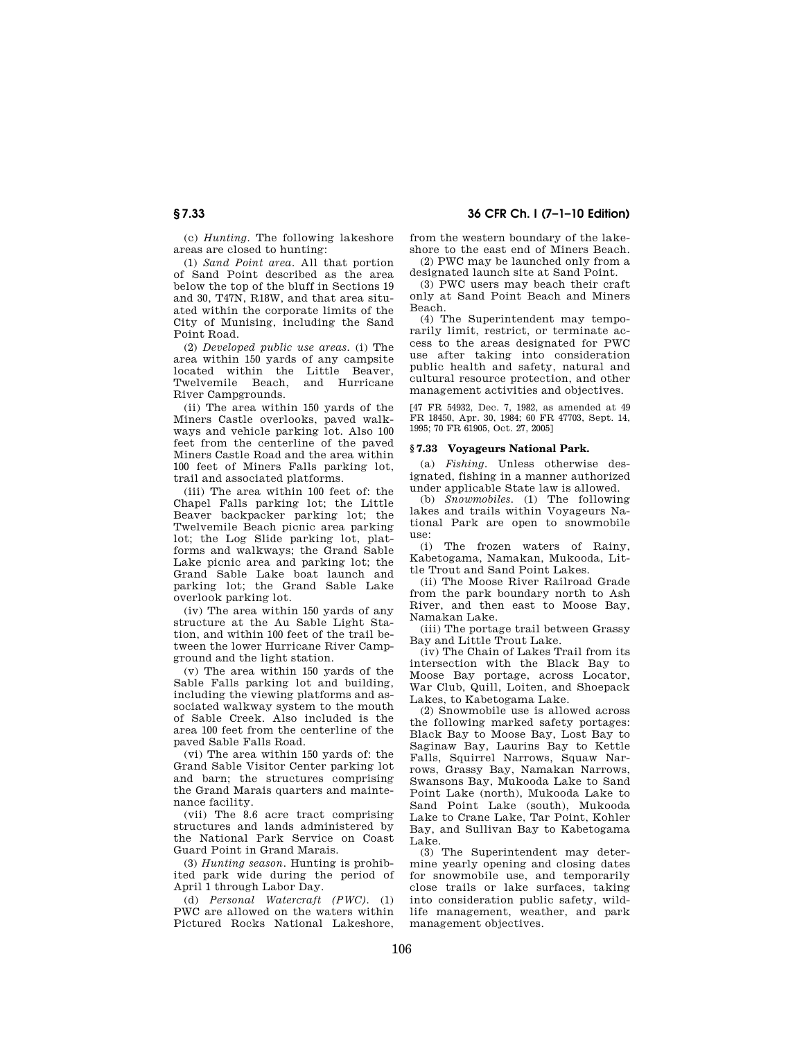(c) *Hunting.* The following lakeshore areas are closed to hunting:

(1) *Sand Point area.* All that portion of Sand Point described as the area below the top of the bluff in Sections 19 and 30, T47N, R18W, and that area situated within the corporate limits of the City of Munising, including the Sand Point Road.

(2) *Developed public use areas.* (i) The area within 150 yards of any campsite located within the Little Beaver, Twelvemile Beach, and Hurricane River Campgrounds.

(ii) The area within 150 yards of the Miners Castle overlooks, paved walkways and vehicle parking lot. Also 100 feet from the centerline of the paved Miners Castle Road and the area within 100 feet of Miners Falls parking lot, trail and associated platforms.

(iii) The area within 100 feet of: the Chapel Falls parking lot; the Little Beaver backpacker parking lot; the Twelvemile Beach picnic area parking lot; the Log Slide parking lot, platforms and walkways; the Grand Sable Lake picnic area and parking lot; the Grand Sable Lake boat launch and parking lot; the Grand Sable Lake overlook parking lot.

(iv) The area within 150 yards of any structure at the Au Sable Light Station, and within 100 feet of the trail between the lower Hurricane River Campground and the light station.

(v) The area within 150 yards of the Sable Falls parking lot and building, including the viewing platforms and associated walkway system to the mouth of Sable Creek. Also included is the area 100 feet from the centerline of the paved Sable Falls Road.

(vi) The area within 150 yards of: the Grand Sable Visitor Center parking lot and barn; the structures comprising the Grand Marais quarters and maintenance facility.

(vii) The 8.6 acre tract comprising structures and lands administered by the National Park Service on Coast Guard Point in Grand Marais.

(3) *Hunting season.* Hunting is prohibited park wide during the period of April 1 through Labor Day.

(d) *Personal Watercraft (PWC).* (1) PWC are allowed on the waters within Pictured Rocks National Lakeshore, from the western boundary of the lakeshore to the east end of Miners Beach.

(2) PWC may be launched only from a designated launch site at Sand Point.

(3) PWC users may beach their craft only at Sand Point Beach and Miners Beach.

(4) The Superintendent may temporarily limit, restrict, or terminate access to the areas designated for PWC use after taking into consideration public health and safety, natural and cultural resource protection, and other management activities and objectives.

[47 FR 54932, Dec. 7, 1982, as amended at 49 FR 18450, Apr. 30, 1984; 60 FR 47703, Sept. 14, 1995; 70 FR 61905, Oct. 27, 2005]

## § 7.33 Voyageurs National Park.

(a) *Fishing.* Unless otherwise designated, fishing in a manner authorized under applicable State law is allowed.

(b) *Snowmobiles.* (1) The following lakes and trails within Voyageurs National Park are open to snowmobile use:

(i) The frozen waters of Rainy, Kabetogama, Namakan, Mukooda, Little Trout and Sand Point Lakes.

(ii) The Moose River Railroad Grade from the park boundary north to Ash River, and then east to Moose Bay, Namakan Lake.

(iii) The portage trail between Grassy Bay and Little Trout Lake.

(iv) The Chain of Lakes Trail from its intersection with the Black Bay to Moose Bay portage, across Locator, War Club, Quill, Loiten, and Shoepack Lakes, to Kabetogama Lake.

(2) Snowmobile use is allowed across the following marked safety portages: Black Bay to Moose Bay, Lost Bay to Saginaw Bay, Laurins Bay to Kettle Falls, Squirrel Narrows, Squaw Narrows, Grassy Bay, Namakan Narrows, Swansons Bay, Mukooda Lake to Sand Point Lake (north), Mukooda Lake to Sand Point Lake (south), Mukooda Lake to Crane Lake, Tar Point, Kohler Bay, and Sullivan Bay to Kabetogama Lake.

(3) The Superintendent may determine yearly opening and closing dates for snowmobile use, and temporarily close trails or lake surfaces, taking into consideration public safety, wildlife management, weather, and park management objectives.